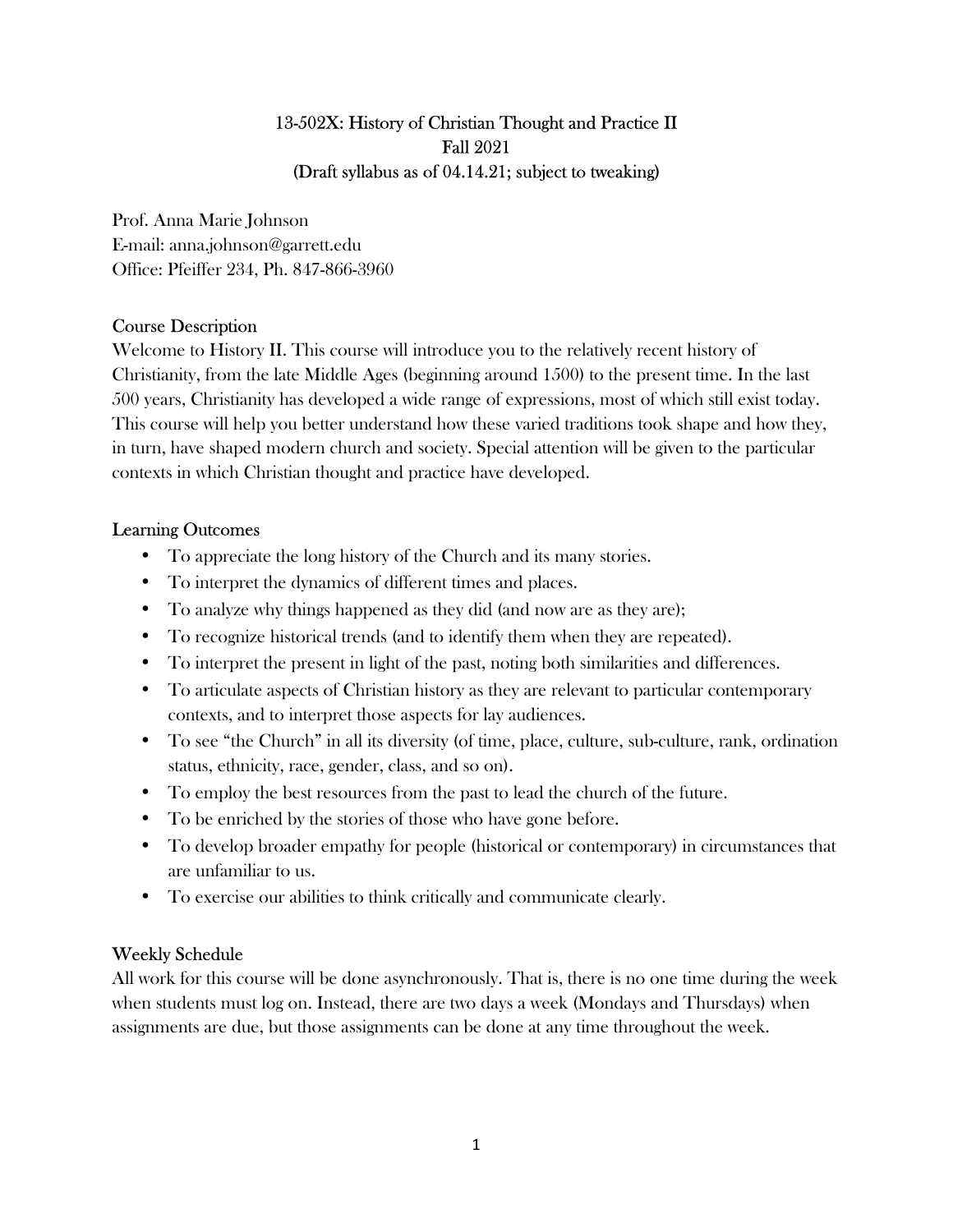# 13-502X: History of Christian Thought and Practice II
Fall 2021
(Draft syllabus as of 04.14.21; subject to tweaking)

Prof. Anna Marie Johnson
E-mail: anna.johnson@garrett.edu
Office: Pfeiffer 234, Ph. 847-866-3960

## Course Description

Welcome to History II. This course will introduce you to the relatively recent history of Christianity, from the late Middle Ages (beginning around 1500) to the present time. In the last 500 years, Christianity has developed a wide range of expressions, most of which still exist today. This course will help you better understand how these varied traditions took shape and how they, in turn, have shaped modern church and society. Special attention will be given to the particular contexts in which Christian thought and practice have developed.

## Learning Outcomes

- To appreciate the long history of the Church and its many stories.
- To interpret the dynamics of different times and places.
- To analyze why things happened as they did (and now are as they are);
- To recognize historical trends (and to identify them when they are repeated).
- To interpret the present in light of the past, noting both similarities and differences.
- To articulate aspects of Christian history as they are relevant to particular contemporary contexts, and to interpret those aspects for lay audiences.
- To see "the Church" in all its diversity (of time, place, culture, sub-culture, rank, ordination status, ethnicity, race, gender, class, and so on).
- To employ the best resources from the past to lead the church of the future.
- To be enriched by the stories of those who have gone before.
- To develop broader empathy for people (historical or contemporary) in circumstances that are unfamiliar to us.
- To exercise our abilities to think critically and communicate clearly.

## Weekly Schedule

All work for this course will be done asynchronously. That is, there is no one time during the week when students must log on. Instead, there are two days a week (Mondays and Thursdays) when assignments are due, but those assignments can be done at any time throughout the week.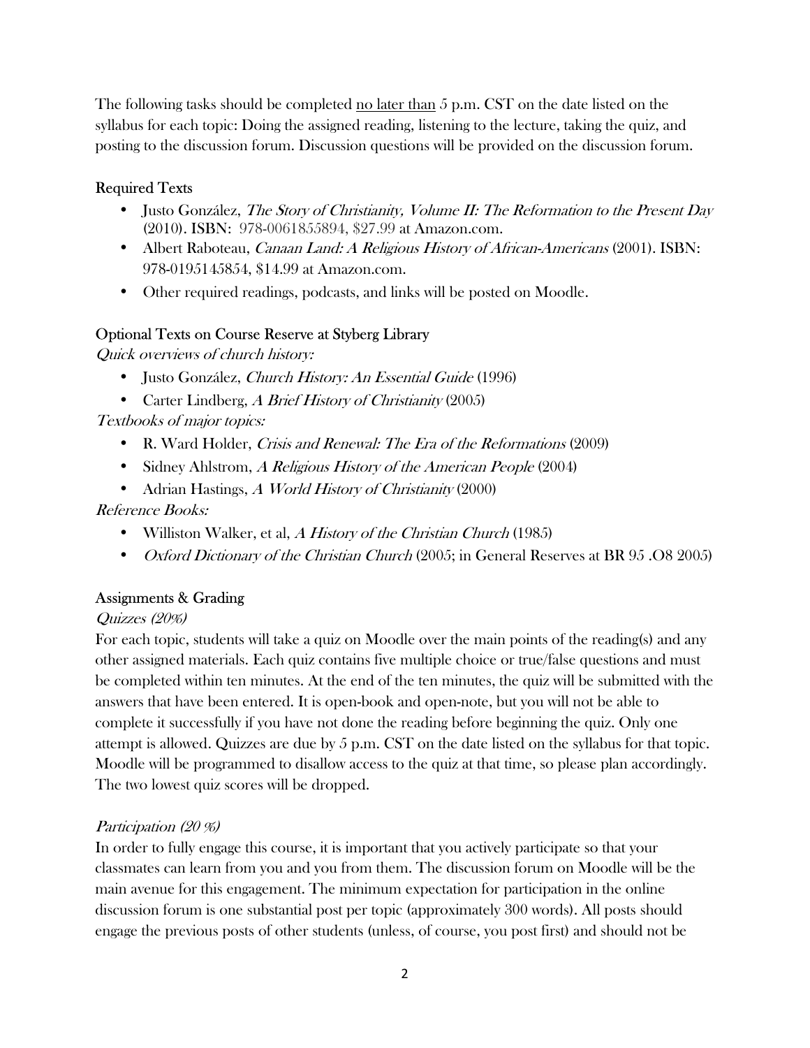The following tasks should be completed <u>no later than</u> 5 p.m. CST on the date listed on the syllabus for each topic: Doing the assigned reading, listening to the lecture, taking the quiz, and posting to the discussion forum. Discussion questions will be provided on the discussion forum.

## Required Texts

- Justo González, *The Story of Christianity, Volume II: The Reformation to the Present Day* (2010). **ISBN**: 978-0061855894, $27.99 at Amazon.com.
- Albert Raboteau, *Canaan Land: A Religious History of African-Americans* (2001). ISBN: 978-0195145854, $14.99 at Amazon.com.
- Other required readings, podcasts, and links will be posted on Moodle.

## Optional Texts on Course Reserve at Styberg Library

*Quick overviews of church history:*

- Justo González, *Church History: An Essential Guide* (1996)
- Carter Lindberg, *A Brief History of Christianity* (2005)

*Textbooks of major topics:*

- R. Ward Holder, *Crisis and Renewal: The Era of the Reformations* (2009)
- Sidney Ahlstrom, *A Religious History of the American People* (2004)
- Adrian Hastings, *A World History of Christianity* (2000)

*Reference Books:*

- Williston Walker, et al, *A History of the Christian Church* (1985)
- *Oxford Dictionary of the Christian Church* (2005; in General Reserves at BR 95 .O8 2005)

## Assignments & Grading

### *Quizzes (20%)*

For each topic, students will take a quiz on Moodle over the main points of the reading(s) and any other assigned materials. Each quiz contains five multiple choice or true/false questions and must be completed within ten minutes. At the end of the ten minutes, the quiz will be submitted with the answers that have been entered. It is open-book and open-note, but you will not be able to complete it successfully if you have not done the reading before beginning the quiz. Only one attempt is allowed. Quizzes are due by 5 p.m. CST on the date listed on the syllabus for that topic. Moodle will be programmed to disallow access to the quiz at that time, so please plan accordingly. The two lowest quiz scores will be dropped.

### *Participation (20 %)*

In order to fully engage this course, it is important that you actively participate so that your classmates can learn from you and you from them. The discussion forum on Moodle will be the main avenue for this engagement. The minimum expectation for participation in the online discussion forum is one substantial post per topic (approximately 300 words). All posts should engage the previous posts of other students (unless, of course, you post first) and should not be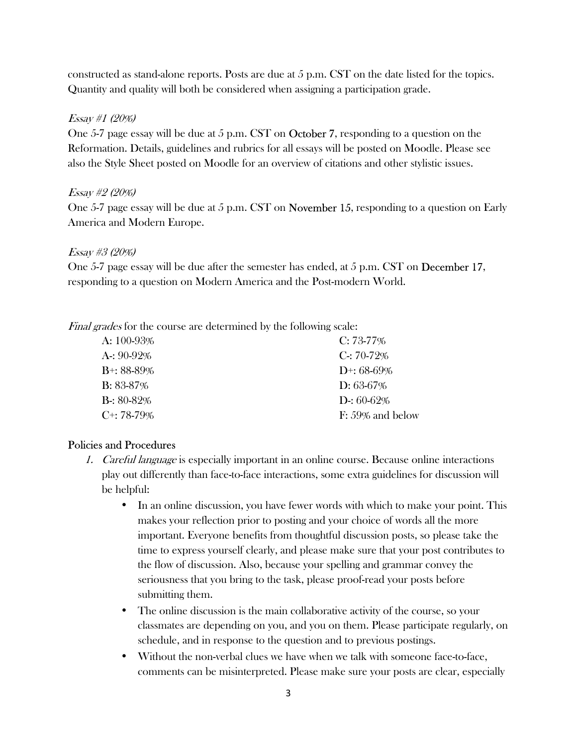constructed as stand-alone reports. Posts are due at 5 p.m. CST on the date listed for the topics. Quantity and quality will both be considered when assigning a participation grade.

*Essay #1 (20%)*

One 5-7 page essay will be due at 5 p.m. CST on October 7, responding to a question on the Reformation. Details, guidelines and rubrics for all essays will be posted on Moodle. Please see also the Style Sheet posted on Moodle for an overview of citations and other stylistic issues.

*Essay #2 (20%)*

One 5-7 page essay will be due at 5 p.m. CST on November 15, responding to a question on Early America and Modern Europe.

*Essay #3 (20%)*

One 5-7 page essay will be due after the semester has ended, at 5 p.m. CST on December 17, responding to a question on Modern America and the Post-modern World.

*Final grades* for the course are determined by the following scale:

| | |
|---|---|
| A: 100-93% | C: 73-77% |
| A-: 90-92% | C-: 70-72% |
| B+: 88-89% | D+: 68-69% |
| B: 83-87% | D: 63-67% |
| B-: 80-82% | D-: 60-62% |
| C+: 78-79% | F: 59% and below |

## Policies and Procedures

1. *Careful language* is especially important in an online course. Because online interactions play out differently than face-to-face interactions, some extra guidelines for discussion will be helpful:
   - In an online discussion, you have fewer words with which to make your point. This makes your reflection prior to posting and your choice of words all the more important. Everyone benefits from thoughtful discussion posts, so please take the time to express yourself clearly, and please make sure that your post contributes to the flow of discussion. Also, because your spelling and grammar convey the seriousness that you bring to the task, please proof-read your posts before submitting them.
   - The online discussion is the main collaborative activity of the course, so your classmates are depending on you, and you on them. Please participate regularly, on schedule, and in response to the question and to previous postings.
   - Without the non-verbal clues we have when we talk with someone face-to-face, comments can be misinterpreted. Please make sure your posts are clear, especially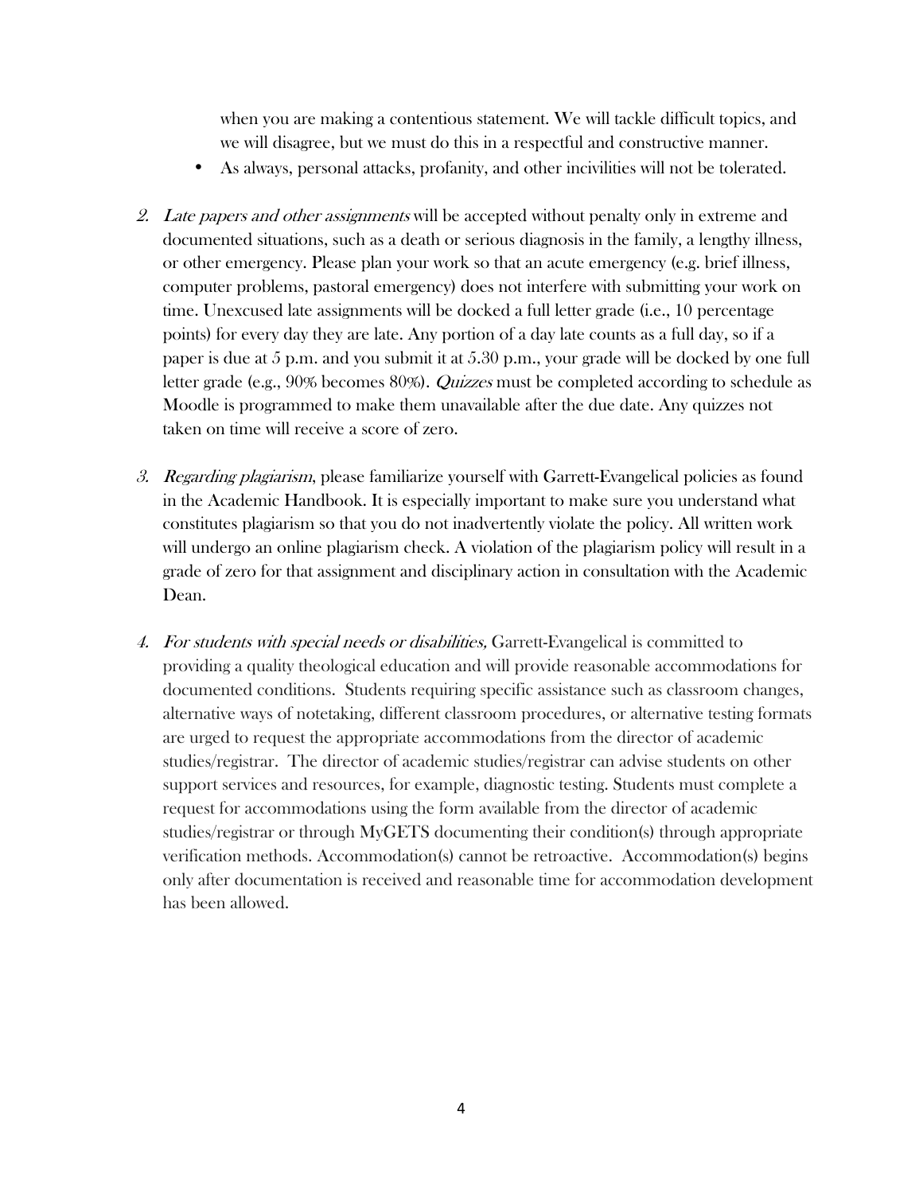when you are making a contentious statement. We will tackle difficult topics, and we will disagree, but we must do this in a respectful and constructive manner.

- As always, personal attacks, profanity, and other incivilities will not be tolerated.

2. *Late papers and other assignments* will be accepted without penalty only in extreme and documented situations, such as a death or serious diagnosis in the family, a lengthy illness, or other emergency. Please plan your work so that an acute emergency (e.g. brief illness, computer problems, pastoral emergency) does not interfere with submitting your work on time. Unexcused late assignments will be docked a full letter grade (i.e., 10 percentage points) for every day they are late. Any portion of a day late counts as a full day, so if a paper is due at 5 p.m. and you submit it at 5.30 p.m., your grade will be docked by one full letter grade (e.g., 90% becomes 80%). *Quizzes* must be completed according to schedule as Moodle is programmed to make them unavailable after the due date. Any quizzes not taken on time will receive a score of zero.

3. *Regarding plagiarism*, please familiarize yourself with Garrett-Evangelical policies as found in the Academic Handbook. It is especially important to make sure you understand what constitutes plagiarism so that you do not inadvertently violate the policy. All written work will undergo an online plagiarism check. A violation of the plagiarism policy will result in a grade of zero for that assignment and disciplinary action in consultation with the Academic Dean.

4. *For students with special needs or disabilities,* Garrett-Evangelical is committed to providing a quality theological education and will provide reasonable accommodations for documented conditions. Students requiring specific assistance such as classroom changes, alternative ways of notetaking, different classroom procedures, or alternative testing formats are urged to request the appropriate accommodations from the director of academic studies/registrar. The director of academic studies/registrar can advise students on other support services and resources, for example, diagnostic testing. Students must complete a request for accommodations using the form available from the director of academic studies/registrar or through MyGETS documenting their condition(s) through appropriate verification methods. Accommodation(s) cannot be retroactive. Accommodation(s) begins only after documentation is received and reasonable time for accommodation development has been allowed.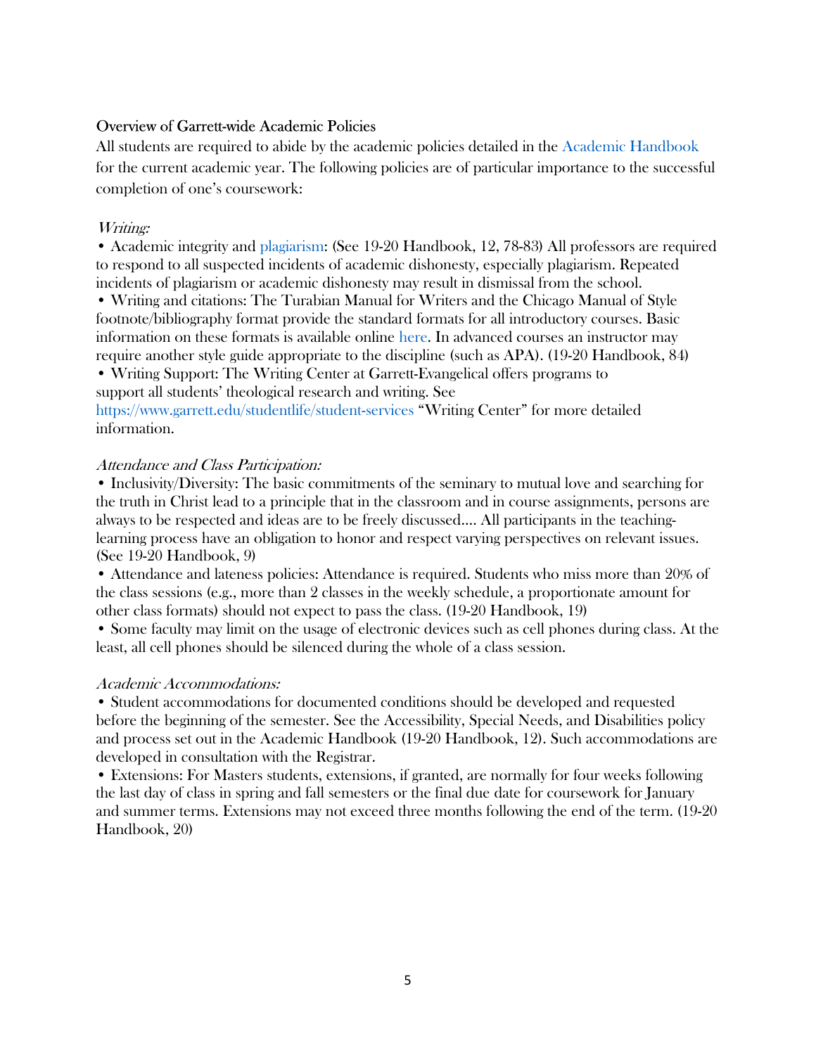## Overview of Garrett-wide Academic Policies

All students are required to abide by the academic policies detailed in the Academic Handbook for the current academic year. The following policies are of particular importance to the successful completion of one's coursework:

*Writing:*

- Academic integrity and plagiarism: (See 19-20 Handbook, 12, 78-83) All professors are required to respond to all suspected incidents of academic dishonesty, especially plagiarism. Repeated incidents of plagiarism or academic dishonesty may result in dismissal from the school.
- Writing and citations: The Turabian Manual for Writers and the Chicago Manual of Style footnote/bibliography format provide the standard formats for all introductory courses. Basic information on these formats is available online here. In advanced courses an instructor may require another style guide appropriate to the discipline (such as APA). (19-20 Handbook, 84)
- Writing Support: The Writing Center at Garrett-Evangelical offers programs to support all students' theological research and writing. See https://www.garrett.edu/studentlife/student-services "Writing Center" for more detailed information.

*Attendance and Class Participation:*

- Inclusivity/Diversity: The basic commitments of the seminary to mutual love and searching for the truth in Christ lead to a principle that in the classroom and in course assignments, persons are always to be respected and ideas are to be freely discussed…. All participants in the teaching-learning process have an obligation to honor and respect varying perspectives on relevant issues. (See 19-20 Handbook, 9)
- Attendance and lateness policies: Attendance is required. Students who miss more than 20% of the class sessions (e.g., more than 2 classes in the weekly schedule, a proportionate amount for other class formats) should not expect to pass the class. (19-20 Handbook, 19)
- Some faculty may limit on the usage of electronic devices such as cell phones during class. At the least, all cell phones should be silenced during the whole of a class session.

*Academic Accommodations:*

- Student accommodations for documented conditions should be developed and requested before the beginning of the semester. See the Accessibility, Special Needs, and Disabilities policy and process set out in the Academic Handbook (19-20 Handbook, 12). Such accommodations are developed in consultation with the Registrar.
- Extensions: For Masters students, extensions, if granted, are normally for four weeks following the last day of class in spring and fall semesters or the final due date for coursework for January and summer terms. Extensions may not exceed three months following the end of the term. (19-20 Handbook, 20)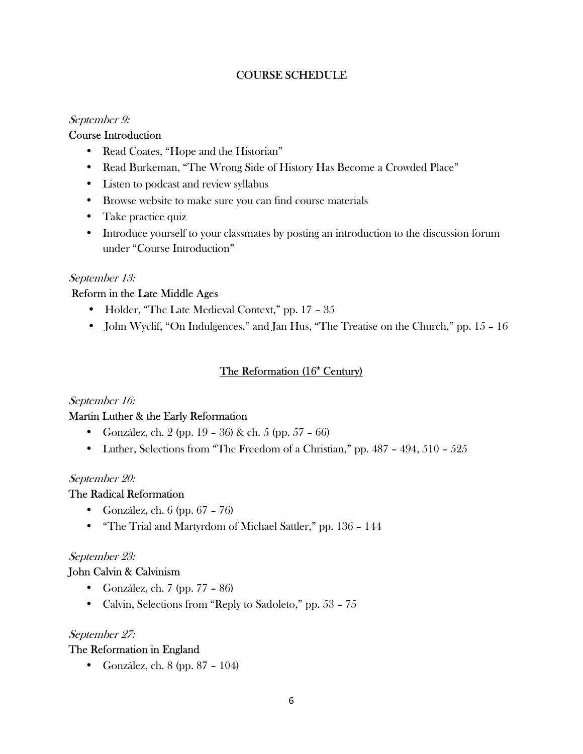## COURSE SCHEDULE

*September 9:*

Course Introduction

- Read Coates, "Hope and the Historian"
- Read Burkeman, "The Wrong Side of History Has Become a Crowded Place"
- Listen to podcast and review syllabus
- Browse website to make sure you can find course materials
- Take practice quiz
- Introduce yourself to your classmates by posting an introduction to the discussion forum under "Course Introduction"

*September 13:*

Reform in the Late Middle Ages

- Holder, "The Late Medieval Context," pp. 17 – 35
- John Wyclif, "On Indulgences," and Jan Hus, "The Treatise on the Church," pp. 15 – 16

## The Reformation (16th Century)

*September 16:*

Martin Luther & the Early Reformation

- González, ch. 2 (pp. 19 – 36) & ch. 5 (pp. 57 – 66)
- Luther, Selections from "The Freedom of a Christian," pp. 487 – 494, 510 – 525

*September 20:*

The Radical Reformation

- González, ch. 6 (pp. 67 – 76)
- "The Trial and Martyrdom of Michael Sattler," pp. 136 – 144

*September 23:*

John Calvin & Calvinism

- González, ch. 7 (pp. 77 – 86)
- Calvin, Selections from "Reply to Sadoleto," pp. 53 – 75

*September 27:*

The Reformation in England

- González, ch. 8 (pp. 87 – 104)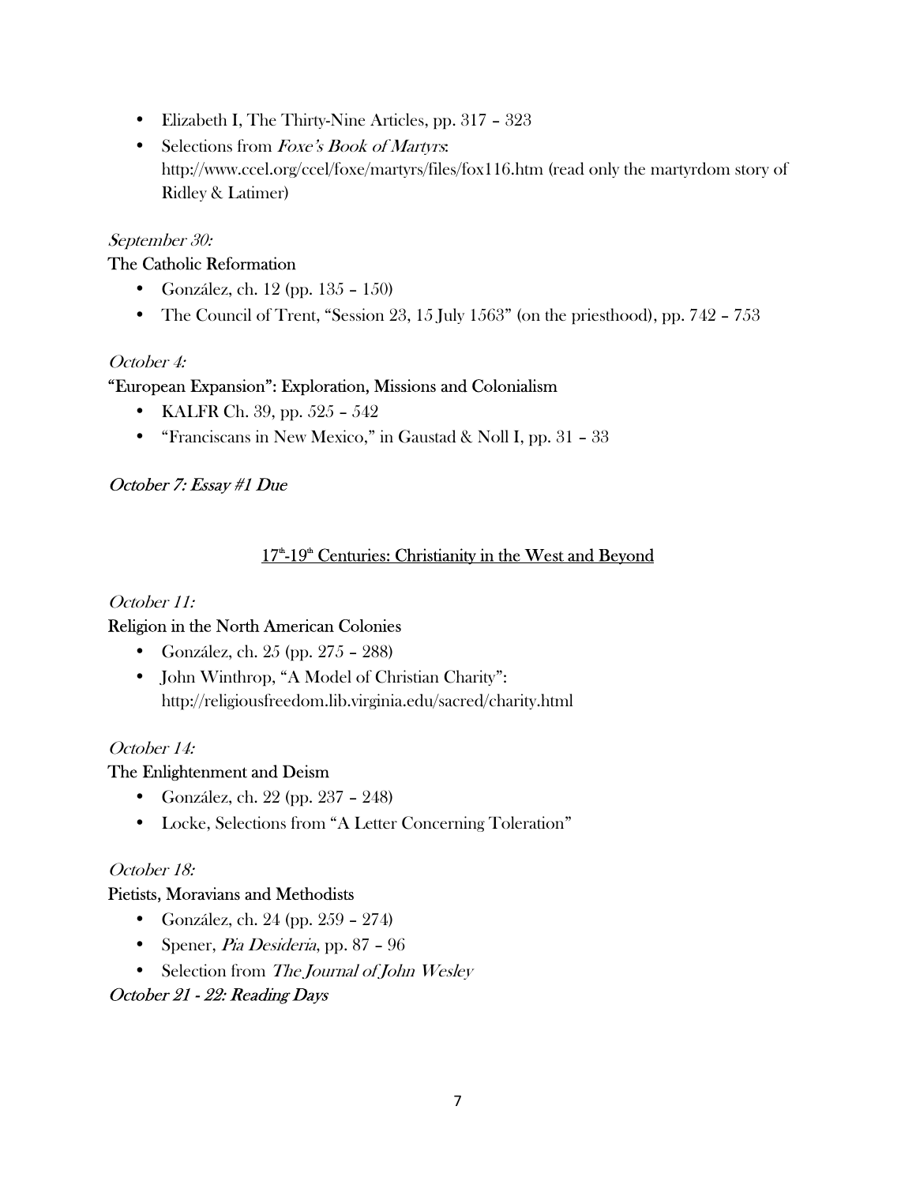- Elizabeth I, The Thirty-Nine Articles, pp. 317 – 323
- Selections from *Foxe's Book of Martyrs*: http://www.ccel.org/ccel/foxe/martyrs/files/fox116.htm (read only the martyrdom story of Ridley & Latimer)

*September 30:*

**The Catholic Reformation**

- González, ch. 12 (pp. 135 – 150)
- The Council of Trent, "Session 23, 15 July 1563" (on the priesthood), pp. 742 – 753

*October 4:*

**"European Expansion": Exploration, Missions and Colonialism**

- KALFR Ch. 39, pp. 525 – 542
- "Franciscans in New Mexico," in Gaustad & Noll I, pp. 31 – 33

***October 7: Essay #1 Due***

## 17th-19th Centuries: Christianity in the West and Beyond

*October 11:*

**Religion in the North American Colonies**

- González, ch. 25 (pp. 275 – 288)
- John Winthrop, "A Model of Christian Charity": http://religiousfreedom.lib.virginia.edu/sacred/charity.html

*October 14:*

**The Enlightenment and Deism**

- González, ch. 22 (pp. 237 – 248)
- Locke, Selections from "A Letter Concerning Toleration"

*October 18:*

**Pietists, Moravians and Methodists**

- González, ch. 24 (pp. 259 – 274)
- Spener, *Pia Desideria*, pp. 87 – 96
- Selection from *The Journal of John Wesley*

***October 21 - 22: Reading Days***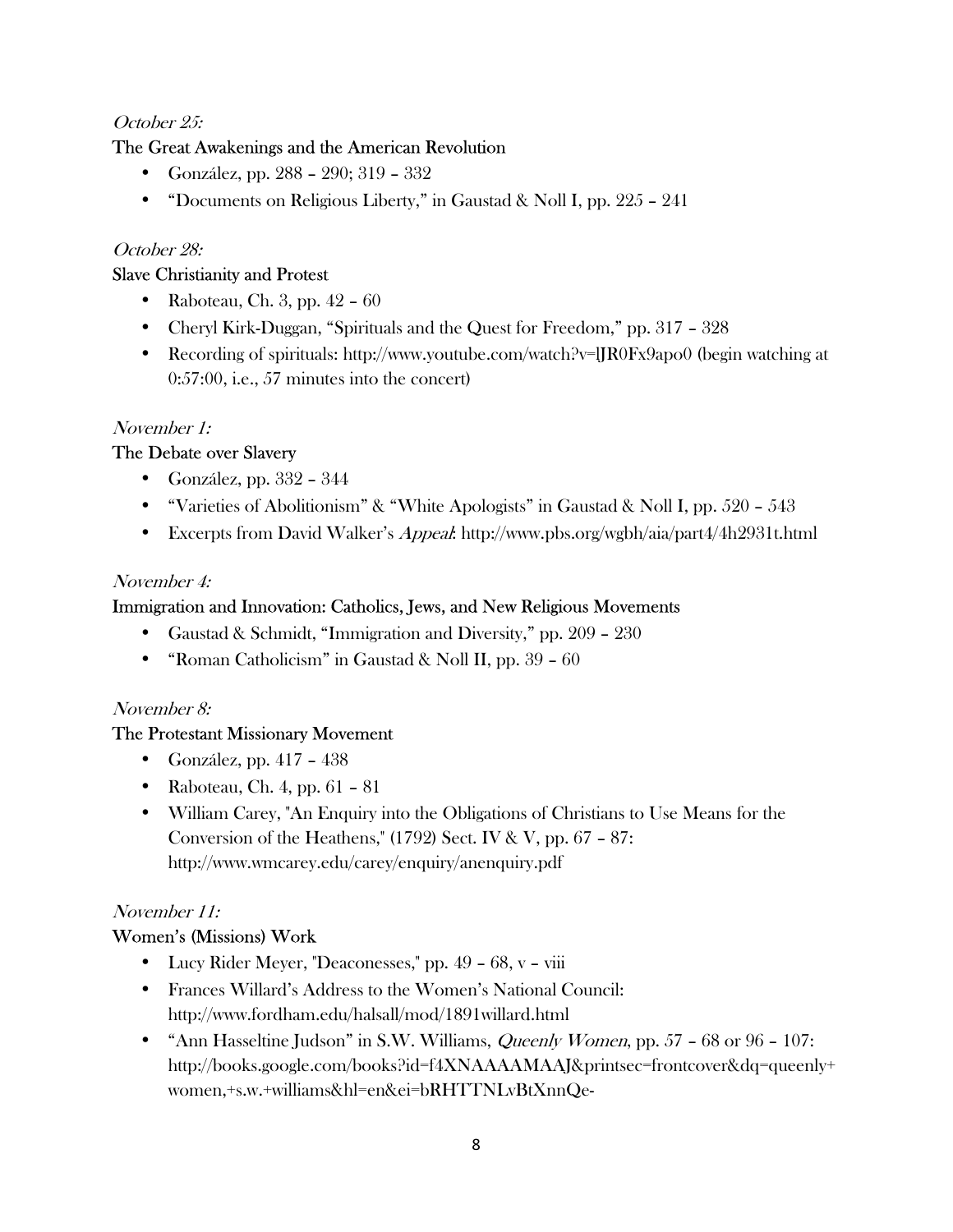*October 25:*

The Great Awakenings and the American Revolution

- González, pp. 288 – 290; 319 – 332
- "Documents on Religious Liberty," in Gaustad & Noll I, pp. 225 – 241

*October 28:*

Slave Christianity and Protest

- Raboteau, Ch. 3, pp. 42 – 60
- Cheryl Kirk-Duggan, "Spirituals and the Quest for Freedom," pp. 317 – 328
- Recording of spirituals: http://www.youtube.com/watch?v=lJR0Fx9apo0 (begin watching at 0:57:00, i.e., 57 minutes into the concert)

*November 1:*

The Debate over Slavery

- González, pp. 332 – 344
- "Varieties of Abolitionism" & "White Apologists" in Gaustad & Noll I, pp. 520 – 543
- Excerpts from David Walker's *Appeal*: http://www.pbs.org/wgbh/aia/part4/4h2931t.html

*November 4:*

Immigration and Innovation: Catholics, Jews, and New Religious Movements

- Gaustad & Schmidt, "Immigration and Diversity," pp. 209 – 230
- "Roman Catholicism" in Gaustad & Noll II, pp. 39 – 60

*November 8:*

The Protestant Missionary Movement

- González, pp. 417 – 438
- Raboteau, Ch. 4, pp. 61 – 81
- William Carey, "An Enquiry into the Obligations of Christians to Use Means for the Conversion of the Heathens," (1792) Sect. IV & V, pp. 67 – 87: http://www.wmcarey.edu/carey/enquiry/anenquiry.pdf

*November 11:*

Women's (Missions) Work

- Lucy Rider Meyer, "Deaconesses," pp. 49 – 68, v – viii
- Frances Willard's Address to the Women's National Council: http://www.fordham.edu/halsall/mod/1891willard.html
- "Ann Hasseltine Judson" in S.W. Williams, *Queenly Women*, pp. 57 – 68 or 96 – 107: http://books.google.com/books?id=f4XNAAAAMAAJ&printsec=frontcover&dq=queenly+women,+s.w.+williams&hl=en&ei=bRHTTNLvBtXnnQe-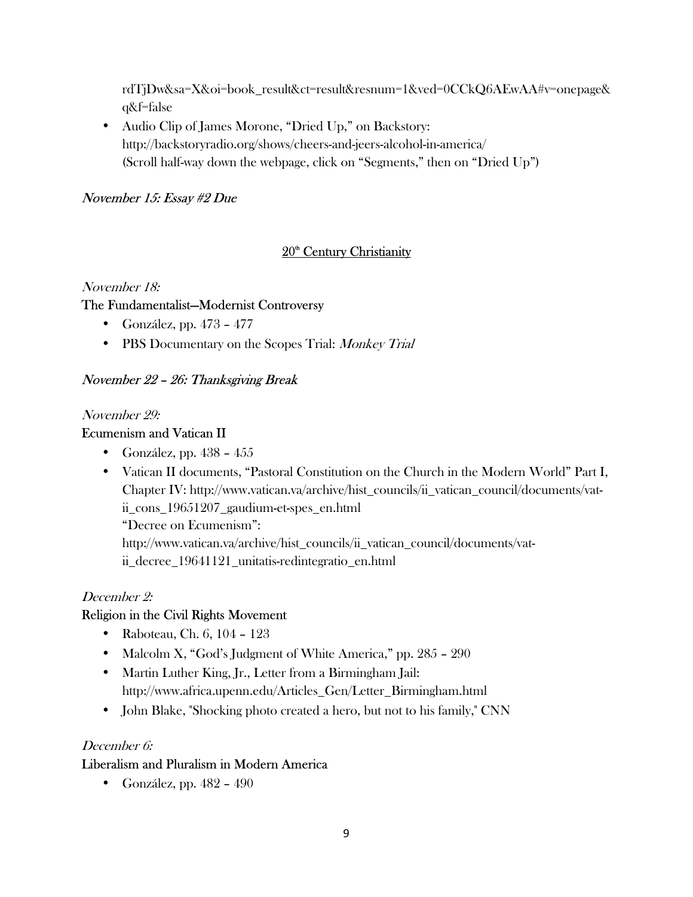rdTjDw&sa=X&oi=book_result&ct=result&resnum=1&ved=0CCkQ6AEwAA#v=onepage&q&f=false

- Audio Clip of James Morone, "Dried Up," on Backstory: http://backstoryradio.org/shows/cheers-and-jeers-alcohol-in-america/ (Scroll half-way down the webpage, click on "Segments," then on "Dried Up")

*November 15: Essay #2 Due*

## 20th Century Christianity

*November 18:*

**The Fundamentalist—Modernist Controversy**

- González, pp. 473 – 477
- PBS Documentary on the Scopes Trial: *Monkey Trial*

*November 22 – 26: Thanksgiving Break*

*November 29:*

**Ecumenism and Vatican II**

- González, pp. 438 – 455
- Vatican II documents, "Pastoral Constitution on the Church in the Modern World" Part I, Chapter IV: http://www.vatican.va/archive/hist_councils/ii_vatican_council/documents/vat-ii_cons_19651207_gaudium-et-spes_en.html
  "Decree on Ecumenism": http://www.vatican.va/archive/hist_councils/ii_vatican_council/documents/vat-ii_decree_19641121_unitatis-redintegratio_en.html

*December 2:*

**Religion in the Civil Rights Movement**

- Raboteau, Ch. 6, 104 – 123
- Malcolm X, "God's Judgment of White America," pp. 285 – 290
- Martin Luther King, Jr., Letter from a Birmingham Jail: http://www.africa.upenn.edu/Articles_Gen/Letter_Birmingham.html
- John Blake, "Shocking photo created a hero, but not to his family," CNN

*December 6:*

**Liberalism and Pluralism in Modern America**

- González, pp. 482 – 490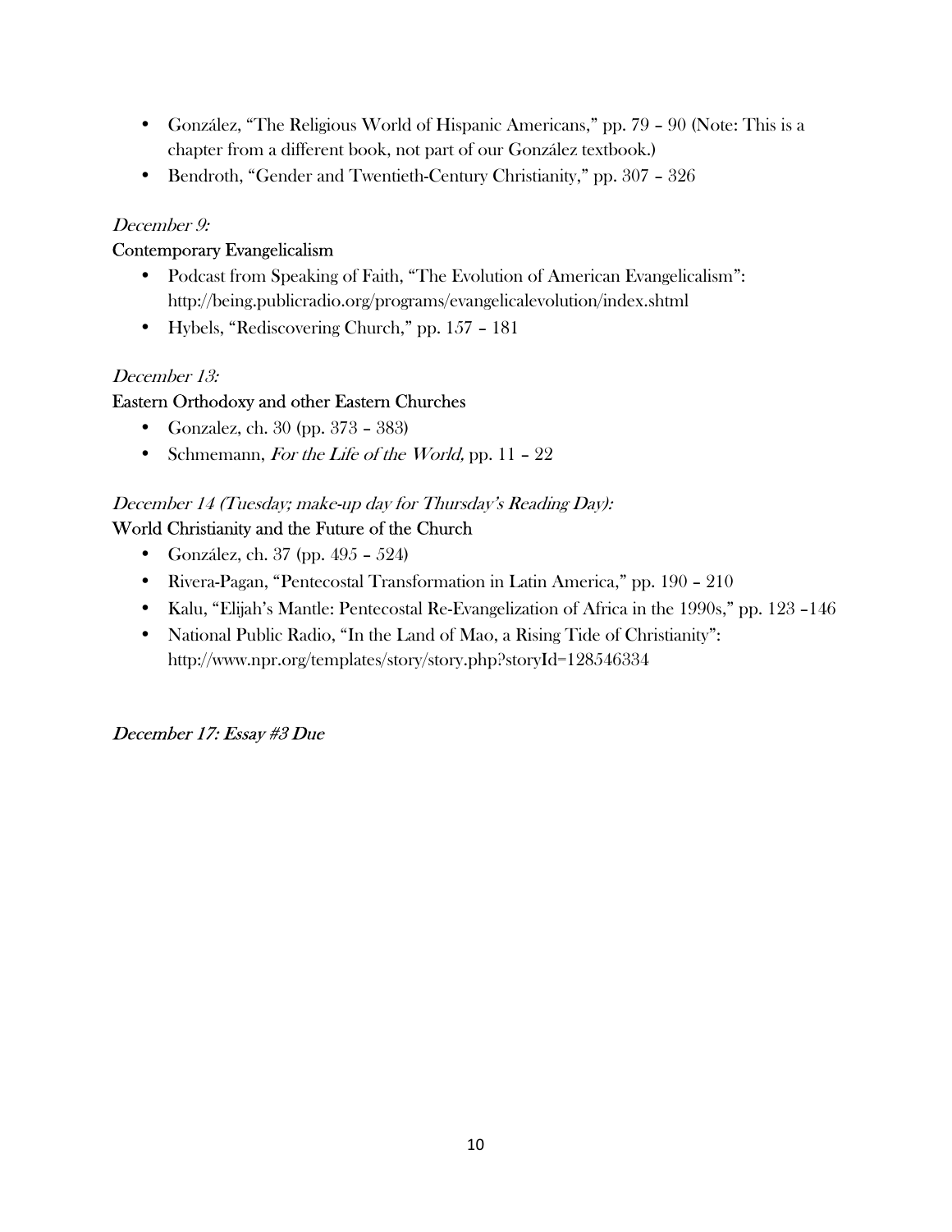- González, "The Religious World of Hispanic Americans," pp. 79 – 90 (Note: This is a chapter from a different book, not part of our González textbook.)
- Bendroth, "Gender and Twentieth-Century Christianity," pp. 307 – 326

*December 9:*

Contemporary Evangelicalism

- Podcast from Speaking of Faith, "The Evolution of American Evangelicalism": http://being.publicradio.org/programs/evangelicalevolution/index.shtml
- Hybels, "Rediscovering Church," pp. 157 – 181

*December 13:*

Eastern Orthodoxy and other Eastern Churches

- Gonzalez, ch. 30 (pp. 373 – 383)
- Schmemann, *For the Life of the World,* pp. 11 – 22

*December 14 (Tuesday; make-up day for Thursday's Reading Day):*

World Christianity and the Future of the Church

- González, ch. 37 (pp. 495 – 524)
- Rivera-Pagan, "Pentecostal Transformation in Latin America," pp. 190 – 210
- Kalu, "Elijah's Mantle: Pentecostal Re-Evangelization of Africa in the 1990s," pp. 123 –146
- National Public Radio, "In the Land of Mao, a Rising Tide of Christianity": http://www.npr.org/templates/story/story.php?storyId=128546334

***December 17: Essay #3 Due***